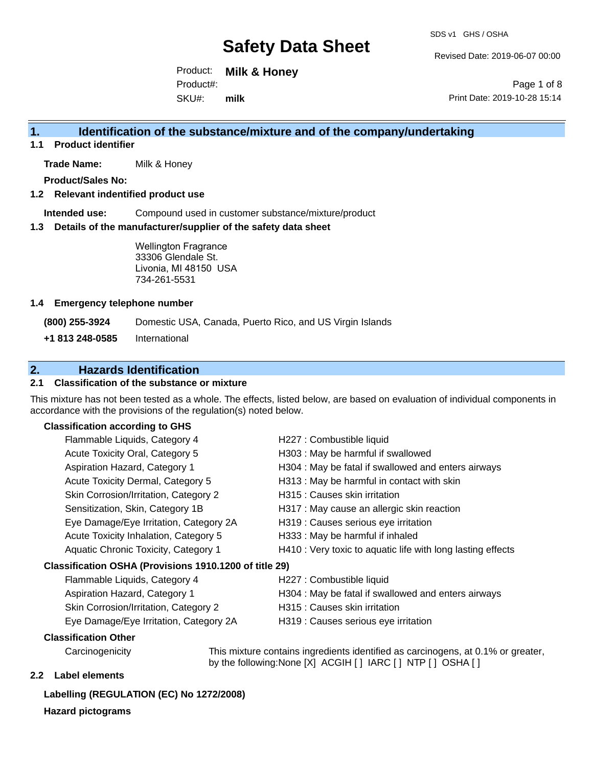# Safety Data Sheet

SDS v1 GHS / OSHA

Revised Date: 2019-06-07 00:00

Product: **Milk & Honey**

Product#:

SKU#: **milk**

Print Date: 2019-10-28 15:14

## 1. Identification of the substance/mixture and of the company/undertaking

### 1.1 Product identifier

**Trade Name:** Milk & Honey

**Product/Sales No:**

### 1.2 Relevant identified product use

**Intended use:** Compound used in customer substance/mixture/product

### 1.3 Details of the manufacturer/supplier of the safety data sheet

Wellington Fragrance
33306 Glendale St.
Livonia, MI 48150 USA
734-261-5531

### 1.4 Emergency telephone number

**(800) 255-3924** Domestic USA, Canada, Puerto Rico, and US Virgin Islands

**+1 813 248-0585** International

## 2. Hazards Identification

### 2.1 Classification of the substance or mixture

This mixture has not been tested as a whole. The effects, listed below, are based on evaluation of individual components in accordance with the provisions of the regulation(s) noted below.

**Classification according to GHS**

| | |
|---|---|
| Flammable Liquids, Category 4 | H227 : Combustible liquid |
| Acute Toxicity Oral, Category 5 | H303 : May be harmful if swallowed |
| Aspiration Hazard, Category 1 | H304 : May be fatal if swallowed and enters airways |
| Acute Toxicity Dermal, Category 5 | H313 : May be harmful in contact with skin |
| Skin Corrosion/Irritation, Category 2 | H315 : Causes skin irritation |
| Sensitization, Skin, Category 1B | H317 : May cause an allergic skin reaction |
| Eye Damage/Eye Irritation, Category 2A | H319 : Causes serious eye irritation |
| Acute Toxicity Inhalation, Category 5 | H333 : May be harmful if inhaled |
| Aquatic Chronic Toxicity, Category 1 | H410 : Very toxic to aquatic life with long lasting effects |

**Classification OSHA (Provisions 1910.1200 of title 29)**

| | |
|---|---|
| Flammable Liquids, Category 4 | H227 : Combustible liquid |
| Aspiration Hazard, Category 1 | H304 : May be fatal if swallowed and enters airways |
| Skin Corrosion/Irritation, Category 2 | H315 : Causes skin irritation |
| Eye Damage/Eye Irritation, Category 2A | H319 : Causes serious eye irritation |

**Classification Other**

Carcinogenicity — This mixture contains ingredients identified as carcinogens, at 0.1% or greater, by the following:None [X] ACGIH [ ] IARC [ ] NTP [ ] OSHA [ ]

### 2.2 Label elements

**Labelling (REGULATION (EC) No 1272/2008)**

**Hazard pictograms**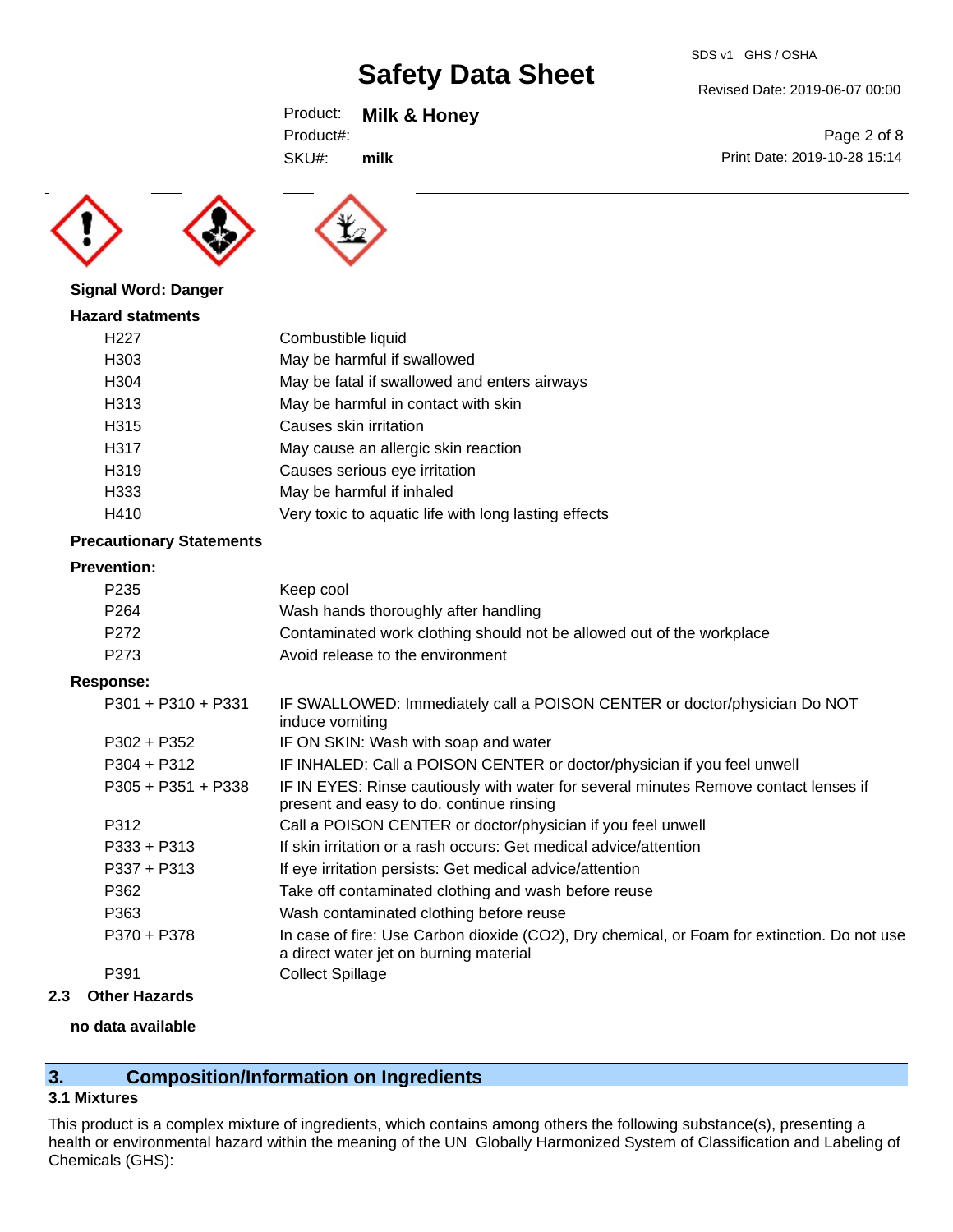**Signal Word: Danger**

**Hazard statments**

| | |
|---|---|
| H227 | Combustible liquid |
| H303 | May be harmful if swallowed |
| H304 | May be fatal if swallowed and enters airways |
| H313 | May be harmful in contact with skin |
| H315 | Causes skin irritation |
| H317 | May cause an allergic skin reaction |
| H319 | Causes serious eye irritation |
| H333 | May be harmful if inhaled |
| H410 | Very toxic to aquatic life with long lasting effects |

**Precautionary Statements**

**Prevention:**

| | |
|---|---|
| P235 | Keep cool |
| P264 | Wash hands thoroughly after handling |
| P272 | Contaminated work clothing should not be allowed out of the workplace |
| P273 | Avoid release to the environment |

**Response:**

| | |
|---|---|
| P301 + P310 + P331 | IF SWALLOWED: Immediately call a POISON CENTER or doctor/physician Do NOT induce vomiting |
| P302 + P352 | IF ON SKIN: Wash with soap and water |
| P304 + P312 | IF INHALED: Call a POISON CENTER or doctor/physician if you feel unwell |
| P305 + P351 + P338 | IF IN EYES: Rinse cautiously with water for several minutes Remove contact lenses if present and easy to do. continue rinsing |
| P312 | Call a POISON CENTER or doctor/physician if you feel unwell |
| P333 + P313 | If skin irritation or a rash occurs: Get medical advice/attention |
| P337 + P313 | If eye irritation persists: Get medical advice/attention |
| P362 | Take off contaminated clothing and wash before reuse |
| P363 | Wash contaminated clothing before reuse |
| P370 + P378 | In case of fire: Use Carbon dioxide ($CO_2$), Dry chemical, or Foam for extinction. Do not use a direct water jet on burning material |
| P391 | Collect Spillage |

**2.3 Other Hazards**

**no data available**

## 3. Composition/Information on Ingredients

### 3.1 Mixtures

This product is a complex mixture of ingredients, which contains among others the following substance(s), presenting a health or environmental hazard within the meaning of the UN Globally Harmonized System of Classification and Labeling of Chemicals (GHS):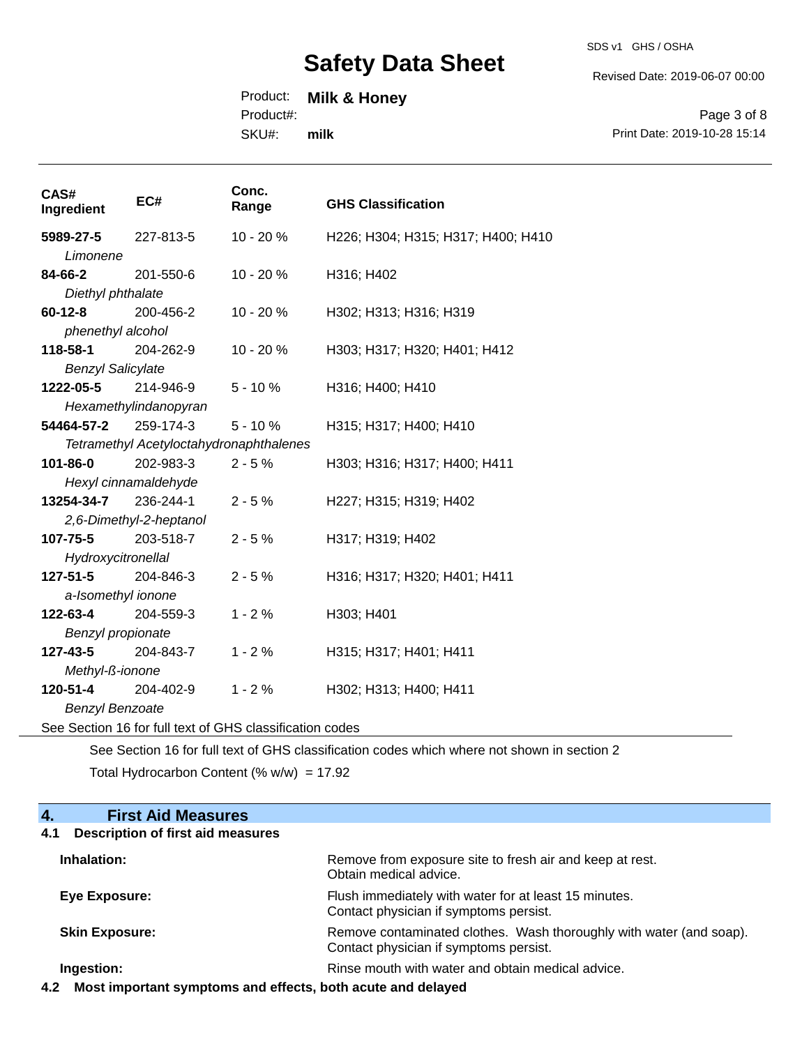| CAS# Ingredient | EC# | Conc. Range | GHS Classification |
|---|---|---|---|
| **5989-27-5** *Limonene* | 227-813-5 | 10 - 20 % | H226; H304; H315; H317; H400; H410 |
| **84-66-2** *Diethyl phthalate* | 201-550-6 | 10 - 20 % | H316; H402 |
| **60-12-8** *phenethyl alcohol* | 200-456-2 | 10 - 20 % | H302; H313; H316; H319 |
| **118-58-1** *Benzyl Salicylate* | 204-262-9 | 10 - 20 % | H303; H317; H320; H401; H412 |
| **1222-05-5** *Hexamethylindanopyran* | 214-946-9 | 5 - 10 % | H316; H400; H410 |
| **54464-57-2** *Tetramethyl Acetyloctahydronaphthalenes* | 259-174-3 | 5 - 10 % | H315; H317; H400; H410 |
| **101-86-0** *Hexyl cinnamaldehyde* | 202-983-3 | 2 - 5 % | H303; H316; H317; H400; H411 |
| **13254-34-7** *2,6-Dimethyl-2-heptanol* | 236-244-1 | 2 - 5 % | H227; H315; H319; H402 |
| **107-75-5** *Hydroxycitronellal* | 203-518-7 | 2 - 5 % | H317; H319; H402 |
| **127-51-5** *a-Isomethyl ionone* | 204-846-3 | 2 - 5 % | H316; H317; H320; H401; H411 |
| **122-63-4** *Benzyl propionate* | 204-559-3 | 1 - 2 % | H303; H401 |
| **127-43-5** *Methyl-ß-ionone* | 204-843-7 | 1 - 2 % | H315; H317; H401; H411 |
| **120-51-4** *Benzyl Benzoate* | 204-402-9 | 1 - 2 % | H302; H313; H400; H411 |

See Section 16 for full text of GHS classification codes

See Section 16 for full text of GHS classification codes which where not shown in section 2

Total Hydrocarbon Content (% w/w) = 17.92

## 4. First Aid Measures

### 4.1 Description of first aid measures

**Inhalation:** Remove from exposure site to fresh air and keep at rest. Obtain medical advice.

**Eye Exposure:** Flush immediately with water for at least 15 minutes. Contact physician if symptoms persist.

**Skin Exposure:** Remove contaminated clothes. Wash thoroughly with water (and soap). Contact physician if symptoms persist.

**Ingestion:** Rinse mouth with water and obtain medical advice.

### 4.2 Most important symptoms and effects, both acute and delayed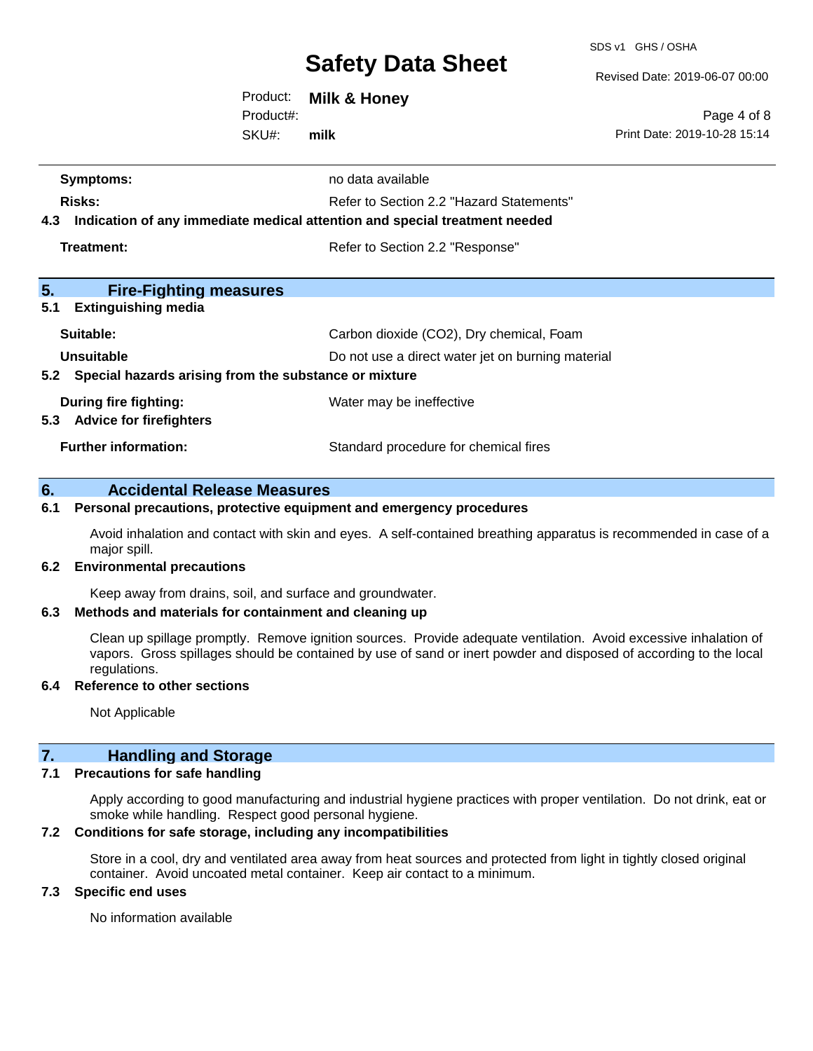| | |
|---|---|
| **Symptoms:** | no data available |
| **Risks:** | Refer to Section 2.2 "Hazard Statements" |

**4.3 Indication of any immediate medical attention and special treatment needed**

| | |
|---|---|
| **Treatment:** | Refer to Section 2.2 "Response" |

## 5. Fire-Fighting measures

**5.1 Extinguishing media**

| | |
|---|---|
| **Suitable:** | Carbon dioxide ($CO_2$), Dry chemical, Foam |
| **Unsuitable** | Do not use a direct water jet on burning material |

**5.2 Special hazards arising from the substance or mixture**

| | |
|---|---|
| **During fire fighting:** | Water may be ineffective |

**5.3 Advice for firefighters**

| | |
|---|---|
| **Further information:** | Standard procedure for chemical fires |

## 6. Accidental Release Measures

**6.1 Personal precautions, protective equipment and emergency procedures**

Avoid inhalation and contact with skin and eyes. A self-contained breathing apparatus is recommended in case of a major spill.

**6.2 Environmental precautions**

Keep away from drains, soil, and surface and groundwater.

**6.3 Methods and materials for containment and cleaning up**

Clean up spillage promptly. Remove ignition sources. Provide adequate ventilation. Avoid excessive inhalation of vapors. Gross spillages should be contained by use of sand or inert powder and disposed of according to the local regulations.

**6.4 Reference to other sections**

Not Applicable

## 7. Handling and Storage

**7.1 Precautions for safe handling**

Apply according to good manufacturing and industrial hygiene practices with proper ventilation. Do not drink, eat or smoke while handling. Respect good personal hygiene.

**7.2 Conditions for safe storage, including any incompatibilities**

Store in a cool, dry and ventilated area away from heat sources and protected from light in tightly closed original container. Avoid uncoated metal container. Keep air contact to a minimum.

**7.3 Specific end uses**

No information available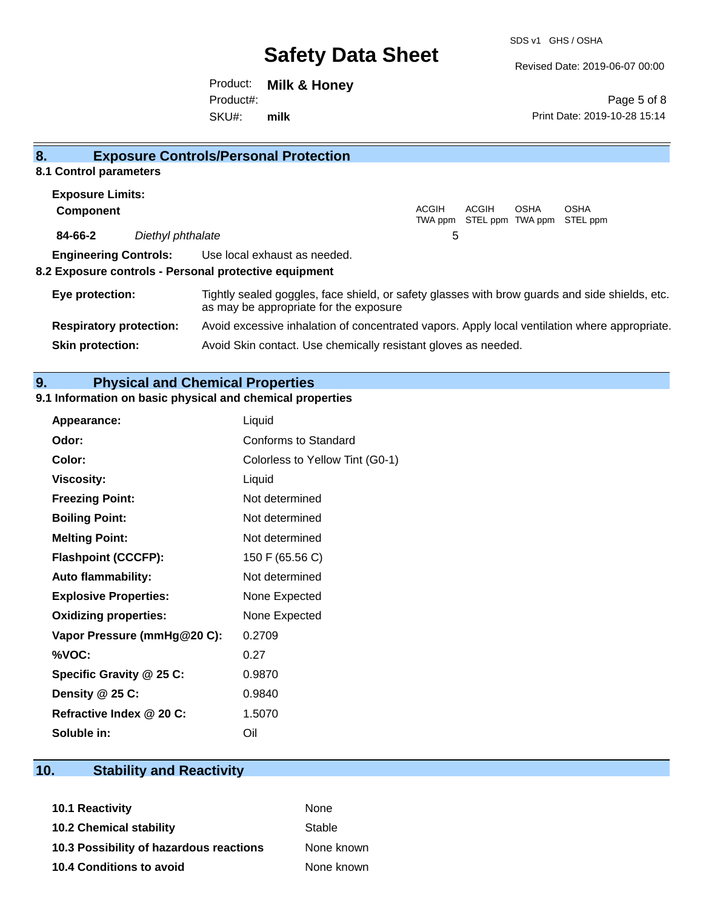## 8. Exposure Controls/Personal Protection

### 8.1 Control parameters

**Exposure Limits:**

| **Component** | | ACGIH TWA ppm | ACGIH STEL ppm | OSHA TWA ppm | OSHA STEL ppm |
|---|---|---|---|---|---|
| **84-66-2** | *Diethyl phthalate* | 5 | | | |

**Engineering Controls:** Use local exhaust as needed.

### 8.2 Exposure controls - Personal protective equipment

| | |
|---|---|
| **Eye protection:** | Tightly sealed goggles, face shield, or safety glasses with brow guards and side shields, etc. as may be appropriate for the exposure |
| **Respiratory protection:** | Avoid excessive inhalation of concentrated vapors. Apply local ventilation where appropriate. |
| **Skin protection:** | Avoid Skin contact. Use chemically resistant gloves as needed. |

## 9. Physical and Chemical Properties

### 9.1 Information on basic physical and chemical properties

| | |
|---|---|
| **Appearance:** | Liquid |
| **Odor:** | Conforms to Standard |
| **Color:** | Colorless to Yellow Tint (G0-1) |
| **Viscosity:** | Liquid |
| **Freezing Point:** | Not determined |
| **Boiling Point:** | Not determined |
| **Melting Point:** | Not determined |
| **Flashpoint (CCCFP):** | 150 F (65.56 C) |
| **Auto flammability:** | Not determined |
| **Explosive Properties:** | None Expected |
| **Oxidizing properties:** | None Expected |
| **Vapor Pressure (mmHg@20 C):** | 0.2709 |
| **%VOC:** | 0.27 |
| **Specific Gravity @ 25 C:** | 0.9870 |
| **Density @ 25 C:** | 0.9840 |
| **Refractive Index @ 20 C:** | 1.5070 |
| **Soluble in:** | Oil |

## 10. Stability and Reactivity

| | |
|---|---|
| **10.1 Reactivity** | None |
| **10.2 Chemical stability** | Stable |
| **10.3 Possibility of hazardous reactions** | None known |
| **10.4 Conditions to avoid** | None known |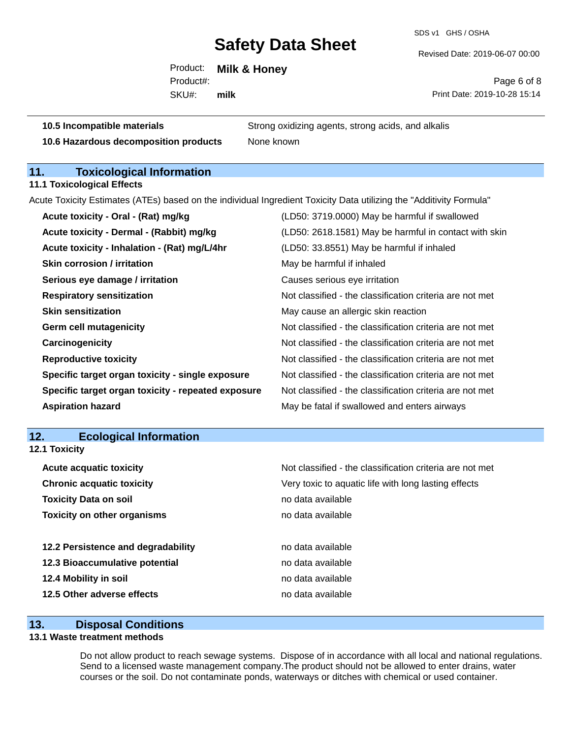| | |
|---|---|
| **10.5 Incompatible materials** | Strong oxidizing agents, strong acids, and alkalis |
| **10.6 Hazardous decomposition products** | None known |

## 11. Toxicological Information

### 11.1 Toxicological Effects

Acute Toxicity Estimates (ATEs) based on the individual Ingredient Toxicity Data utilizing the "Additivity Formula"

| | |
|---|---|
| **Acute toxicity - Oral - (Rat) mg/kg** | (LD50: 3719.0000) May be harmful if swallowed |
| **Acute toxicity - Dermal - (Rabbit) mg/kg** | (LD50: 2618.1581) May be harmful in contact with skin |
| **Acute toxicity - Inhalation - (Rat) mg/L/4hr** | (LD50: 33.8551) May be harmful if inhaled |
| **Skin corrosion / irritation** | May be harmful if inhaled |
| **Serious eye damage / irritation** | Causes serious eye irritation |
| **Respiratory sensitization** | Not classified - the classification criteria are not met |
| **Skin sensitization** | May cause an allergic skin reaction |
| **Germ cell mutagenicity** | Not classified - the classification criteria are not met |
| **Carcinogenicity** | Not classified - the classification criteria are not met |
| **Reproductive toxicity** | Not classified - the classification criteria are not met |
| **Specific target organ toxicity - single exposure** | Not classified - the classification criteria are not met |
| **Specific target organ toxicity - repeated exposure** | Not classified - the classification criteria are not met |
| **Aspiration hazard** | May be fatal if swallowed and enters airways |

## 12. Ecological Information

### 12.1 Toxicity

| | |
|---|---|
| **Acute acquatic toxicity** | Not classified - the classification criteria are not met |
| **Chronic acquatic toxicity** | Very toxic to aquatic life with long lasting effects |
| **Toxicity Data on soil** | no data available |
| **Toxicity on other organisms** | no data available |

| | |
|---|---|
| **12.2 Persistence and degradability** | no data available |
| **12.3 Bioaccumulative potential** | no data available |
| **12.4 Mobility in soil** | no data available |
| **12.5 Other adverse effects** | no data available |

## 13. Disposal Conditions

### 13.1 Waste treatment methods

Do not allow product to reach sewage systems. Dispose of in accordance with all local and national regulations. Send to a licensed waste management company.The product should not be allowed to enter drains, water courses or the soil. Do not contaminate ponds, waterways or ditches with chemical or used container.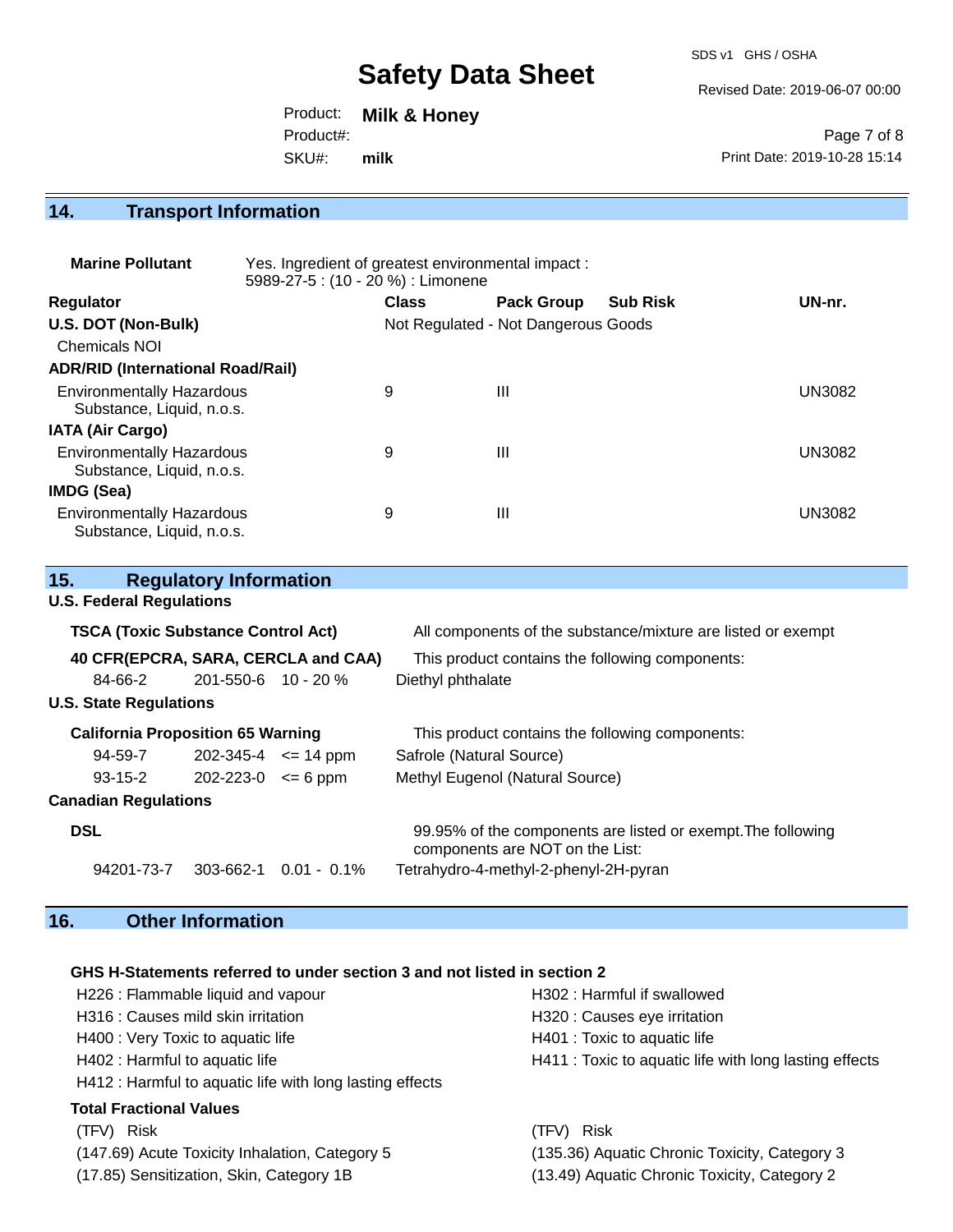## 14. Transport Information

**Marine Pollutant** Yes. Ingredient of greatest environmental impact : 5989-27-5 : (10 - 20 %) : Limonene

| Regulator | Class | Pack Group | Sub Risk | UN-nr. |
|---|---|---|---|---|
| **U.S. DOT (Non-Bulk)** | Not Regulated - Not Dangerous Goods | | | |
| Chemicals NOI | | | | |
| **ADR/RID (International Road/Rail)** | | | | |
| Environmentally Hazardous Substance, Liquid, n.o.s. | 9 | III | | UN3082 |
| **IATA (Air Cargo)** | | | | |
| Environmentally Hazardous Substance, Liquid, n.o.s. | 9 | III | | UN3082 |
| **IMDG (Sea)** | | | | |
| Environmentally Hazardous Substance, Liquid, n.o.s. | 9 | III | | UN3082 |

## 15. Regulatory Information

**U.S. Federal Regulations**

**TSCA (Toxic Substance Control Act)** All components of the substance/mixture are listed or exempt

**40 CFR(EPCRA, SARA, CERCLA and CAA)** This product contains the following components:

| | | | |
|---|---|---|---|
| 84-66-2 | 201-550-6 | 10 - 20 % | Diethyl phthalate |

**U.S. State Regulations**

**California Proposition 65 Warning** This product contains the following components:

| | | | |
|---|---|---|---|
| 94-59-7 | 202-345-4 | <= 14 ppm | Safrole (Natural Source) |
| 93-15-2 | 202-223-0 | <= 6 ppm | Methyl Eugenol (Natural Source) |

**Canadian Regulations**

**DSL** 99.95% of the components are listed or exempt.The following components are NOT on the List:

| | | | |
|---|---|---|---|
| 94201-73-7 | 303-662-1 | 0.01 - 0.1% | Tetrahydro-4-methyl-2-phenyl-2H-pyran |

## 16. Other Information

**GHS H-Statements referred to under section 3 and not listed in section 2**

- H226 : Flammable liquid and vapour
- H302 : Harmful if swallowed
- H316 : Causes mild skin irritation
- H320 : Causes eye irritation
- H400 : Very Toxic to aquatic life
- H401 : Toxic to aquatic life
- H402 : Harmful to aquatic life
- H411 : Toxic to aquatic life with long lasting effects
- H412 : Harmful to aquatic life with long lasting effects

**Total Fractional Values**

| (TFV) Risk | (TFV) Risk |
|---|---|
| (147.69) Acute Toxicity Inhalation, Category 5 | (135.36) Aquatic Chronic Toxicity, Category 3 |
| (17.85) Sensitization, Skin, Category 1B | (13.49) Aquatic Chronic Toxicity, Category 2 |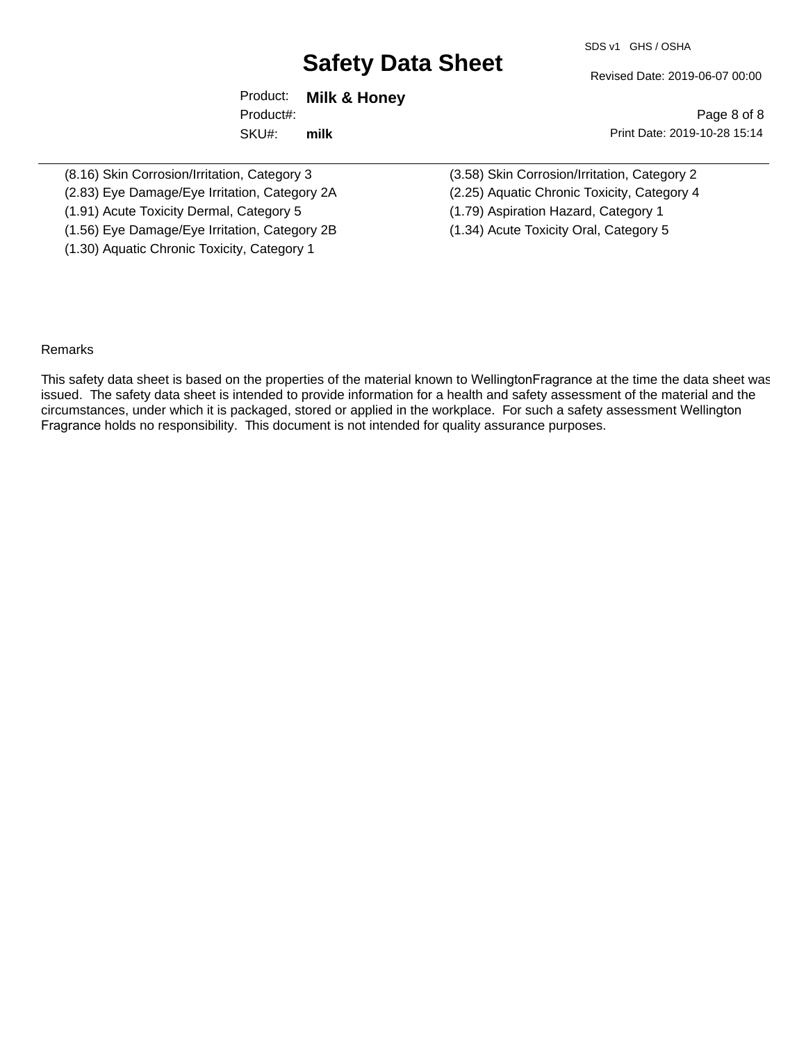(8.16) Skin Corrosion/Irritation, Category 3
(2.83) Eye Damage/Eye Irritation, Category 2A
(1.91) Acute Toxicity Dermal, Category 5
(1.56) Eye Damage/Eye Irritation, Category 2B
(1.30) Aquatic Chronic Toxicity, Category 1
(3.58) Skin Corrosion/Irritation, Category 2
(2.25) Aquatic Chronic Toxicity, Category 4
(1.79) Aspiration Hazard, Category 1
(1.34) Acute Toxicity Oral, Category 5

Remarks

This safety data sheet is based on the properties of the material known to WellingtonFragrance at the time the data sheet was issued. The safety data sheet is intended to provide information for a health and safety assessment of the material and the circumstances, under which it is packaged, stored or applied in the workplace. For such a safety assessment Wellington Fragrance holds no responsibility. This document is not intended for quality assurance purposes.